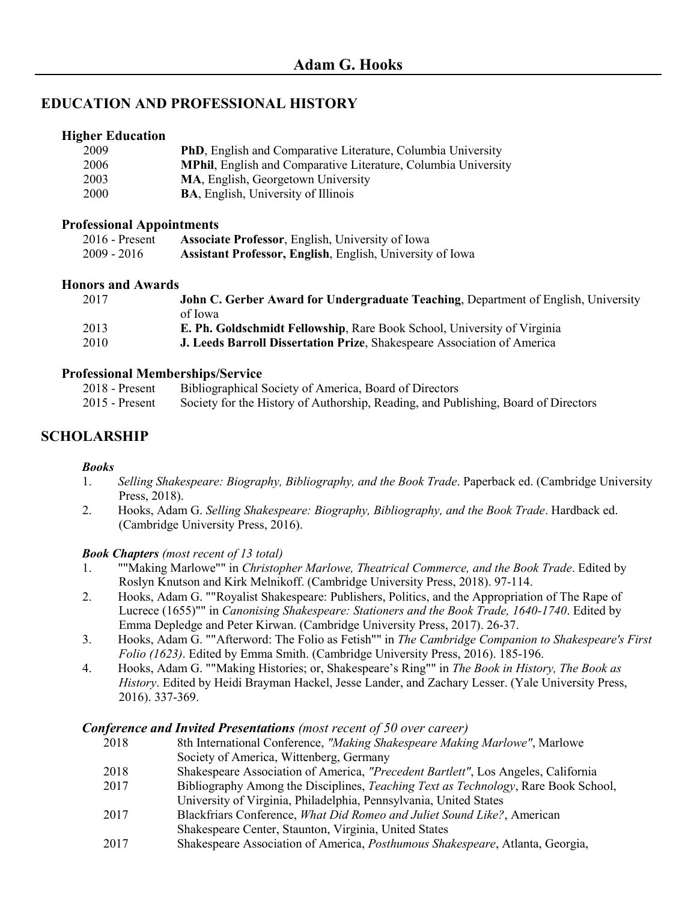# Adam G. Hooks

## EDUCATION AND PROFESSIONAL HISTORY

### Higher Education

| | |
|---|---|
| 2009 | **PhD**, English and Comparative Literature, Columbia University |
| 2006 | **MPhil**, English and Comparative Literature, Columbia University |
| 2003 | **MA**, English, Georgetown University |
| 2000 | **BA**, English, University of Illinois |

### Professional Appointments

| | |
|---|---|
| 2016 - Present | **Associate Professor**, English, University of Iowa |
| 2009 - 2016 | **Assistant Professor, English**, English, University of Iowa |

### Honors and Awards

| | |
|---|---|
| 2017 | **John C. Gerber Award for Undergraduate Teaching**, Department of English, University of Iowa |
| 2013 | **E. Ph. Goldschmidt Fellowship**, Rare Book School, University of Virginia |
| 2010 | **J. Leeds Barroll Dissertation Prize**, Shakespeare Association of America |

### Professional Memberships/Service

| | |
|---|---|
| 2018 - Present | Bibliographical Society of America, Board of Directors |
| 2015 - Present | Society for the History of Authorship, Reading, and Publishing, Board of Directors |

## SCHOLARSHIP

***Books***

1. *Selling Shakespeare: Biography, Bibliography, and the Book Trade*. Paperback ed. (Cambridge University Press, 2018).
2. Hooks, Adam G. *Selling Shakespeare: Biography, Bibliography, and the Book Trade*. Hardback ed. (Cambridge University Press, 2016).

***Book Chapters*** *(most recent of 13 total)*

1. ""Making Marlowe"" in *Christopher Marlowe, Theatrical Commerce, and the Book Trade*. Edited by Roslyn Knutson and Kirk Melnikoff. (Cambridge University Press, 2018). 97-114.
2. Hooks, Adam G. ""Royalist Shakespeare: Publishers, Politics, and the Appropriation of The Rape of Lucrece (1655)"" in *Canonising Shakespeare: Stationers and the Book Trade, 1640-1740*. Edited by Emma Depledge and Peter Kirwan. (Cambridge University Press, 2017). 26-37.
3. Hooks, Adam G. ""Afterword: The Folio as Fetish"" in *The Cambridge Companion to Shakespeare's First Folio (1623)*. Edited by Emma Smith. (Cambridge University Press, 2016). 185-196.
4. Hooks, Adam G. ""Making Histories; or, Shakespeare's Ring"" in *The Book in History, The Book as History*. Edited by Heidi Brayman Hackel, Jesse Lander, and Zachary Lesser. (Yale University Press, 2016). 337-369.

***Conference and Invited Presentations*** *(most recent of 50 over career)*

| | |
|---|---|
| 2018 | 8th International Conference, *"Making Shakespeare Making Marlowe"*, Marlowe Society of America, Wittenberg, Germany |
| 2018 | Shakespeare Association of America, *"Precedent Bartlett"*, Los Angeles, California |
| 2017 | Bibliography Among the Disciplines, *Teaching Text as Technology*, Rare Book School, University of Virginia, Philadelphia, Pennsylvania, United States |
| 2017 | Blackfriars Conference, *What Did Romeo and Juliet Sound Like?*, American Shakespeare Center, Staunton, Virginia, United States |
| 2017 | Shakespeare Association of America, *Posthumous Shakespeare*, Atlanta, Georgia, |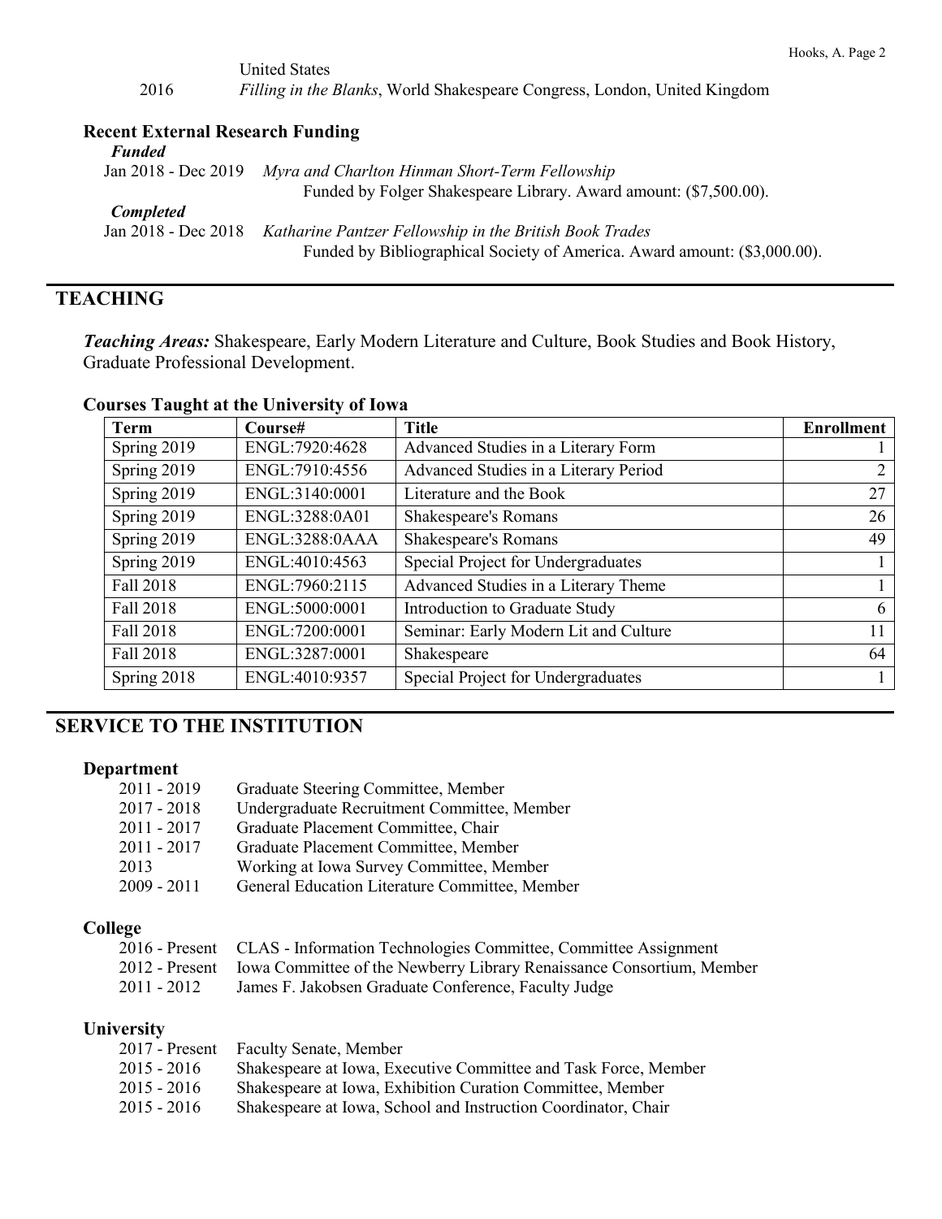United States

2016 *Filling in the Blanks*, World Shakespeare Congress, London, United Kingdom

### Recent External Research Funding

***Funded***

Jan 2018 - Dec 2019 *Myra and Charlton Hinman Short-Term Fellowship*
Funded by Folger Shakespeare Library. Award amount: ($7,500.00).

***Completed***

Jan 2018 - Dec 2018 *Katharine Pantzer Fellowship in the British Book Trades*
Funded by Bibliographical Society of America. Award amount: ($3,000.00).

## TEACHING

***Teaching Areas:*** Shakespeare, Early Modern Literature and Culture, Book Studies and Book History, Graduate Professional Development.

### Courses Taught at the University of Iowa

| Term | Course# | Title | Enrollment |
|---|---|---|---|
| Spring 2019 | ENGL:7920:4628 | Advanced Studies in a Literary Form | 1 |
| Spring 2019 | ENGL:7910:4556 | Advanced Studies in a Literary Period | 2 |
| Spring 2019 | ENGL:3140:0001 | Literature and the Book | 27 |
| Spring 2019 | ENGL:3288:0A01 | Shakespeare's Romans | 26 |
| Spring 2019 | ENGL:3288:0AAA | Shakespeare's Romans | 49 |
| Spring 2019 | ENGL:4010:4563 | Special Project for Undergraduates | 1 |
| Fall 2018 | ENGL:7960:2115 | Advanced Studies in a Literary Theme | 1 |
| Fall 2018 | ENGL:5000:0001 | Introduction to Graduate Study | 6 |
| Fall 2018 | ENGL:7200:0001 | Seminar: Early Modern Lit and Culture | 11 |
| Fall 2018 | ENGL:3287:0001 | Shakespeare | 64 |
| Spring 2018 | ENGL:4010:9357 | Special Project for Undergraduates | 1 |

## SERVICE TO THE INSTITUTION

### Department

- 2011 - 2019 Graduate Steering Committee, Member
- 2017 - 2018 Undergraduate Recruitment Committee, Member
- 2011 - 2017 Graduate Placement Committee, Chair
- 2011 - 2017 Graduate Placement Committee, Member
- 2013 Working at Iowa Survey Committee, Member
- 2009 - 2011 General Education Literature Committee, Member

### College

- 2016 - Present CLAS - Information Technologies Committee, Committee Assignment
- 2012 - Present Iowa Committee of the Newberry Library Renaissance Consortium, Member
- 2011 - 2012 James F. Jakobsen Graduate Conference, Faculty Judge

### University

- 2017 - Present Faculty Senate, Member
- 2015 - 2016 Shakespeare at Iowa, Executive Committee and Task Force, Member
- 2015 - 2016 Shakespeare at Iowa, Exhibition Curation Committee, Member
- 2015 - 2016 Shakespeare at Iowa, School and Instruction Coordinator, Chair